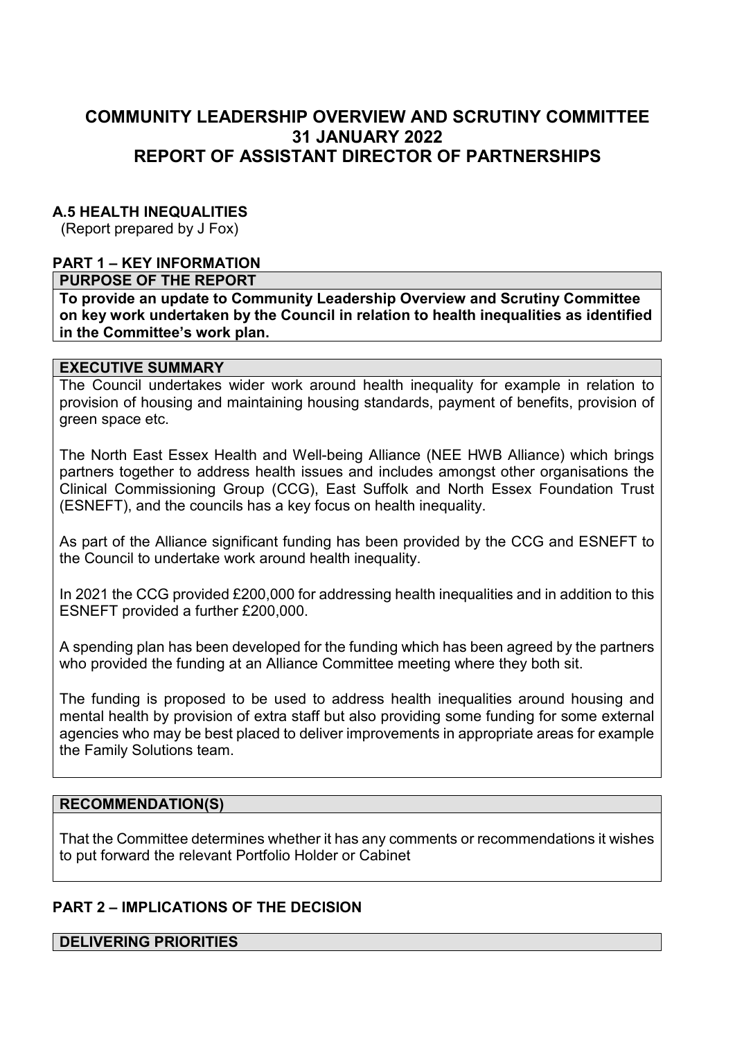# COMMUNITY LEADERSHIP OVERVIEW AND SCRUTINY COMMITTEE
# 31 JANUARY 2022
# REPORT OF ASSISTANT DIRECTOR OF PARTNERSHIPS

## A.5 HEALTH INEQUALITIES

(Report prepared by J Fox)

## PART 1 – KEY INFORMATION

### PURPOSE OF THE REPORT

**To provide an update to Community Leadership Overview and Scrutiny Committee on key work undertaken by the Council in relation to health inequalities as identified in the Committee's work plan.**

### EXECUTIVE SUMMARY

The Council undertakes wider work around health inequality for example in relation to provision of housing and maintaining housing standards, payment of benefits, provision of green space etc.

The North East Essex Health and Well-being Alliance (NEE HWB Alliance) which brings partners together to address health issues and includes amongst other organisations the Clinical Commissioning Group (CCG), East Suffolk and North Essex Foundation Trust (ESNEFT), and the councils has a key focus on health inequality.

As part of the Alliance significant funding has been provided by the CCG and ESNEFT to the Council to undertake work around health inequality.

In 2021 the CCG provided £200,000 for addressing health inequalities and in addition to this ESNEFT provided a further £200,000.

A spending plan has been developed for the funding which has been agreed by the partners who provided the funding at an Alliance Committee meeting where they both sit.

The funding is proposed to be used to address health inequalities around housing and mental health by provision of extra staff but also providing some funding for some external agencies who may be best placed to deliver improvements in appropriate areas for example the Family Solutions team.

### RECOMMENDATION(S)

That the Committee determines whether it has any comments or recommendations it wishes to put forward the relevant Portfolio Holder or Cabinet

## PART 2 – IMPLICATIONS OF THE DECISION

### DELIVERING PRIORITIES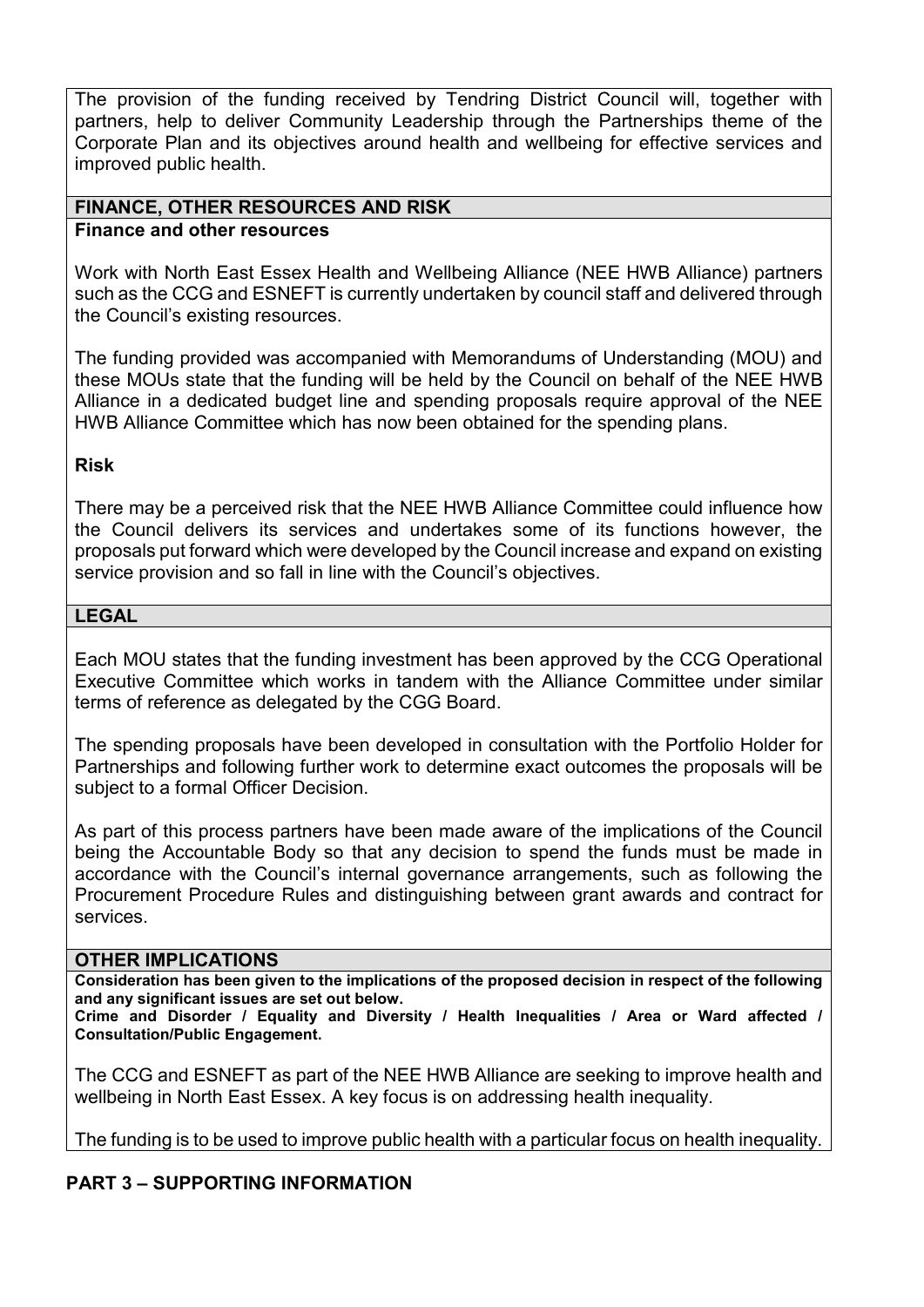The provision of the funding received by Tendring District Council will, together with partners, help to deliver Community Leadership through the Partnerships theme of the Corporate Plan and its objectives around health and wellbeing for effective services and improved public health.

## FINANCE, OTHER RESOURCES AND RISK

**Finance and other resources**

Work with North East Essex Health and Wellbeing Alliance (NEE HWB Alliance) partners such as the CCG and ESNEFT is currently undertaken by council staff and delivered through the Council's existing resources.

The funding provided was accompanied with Memorandums of Understanding (MOU) and these MOUs state that the funding will be held by the Council on behalf of the NEE HWB Alliance in a dedicated budget line and spending proposals require approval of the NEE HWB Alliance Committee which has now been obtained for the spending plans.

**Risk**

There may be a perceived risk that the NEE HWB Alliance Committee could influence how the Council delivers its services and undertakes some of its functions however, the proposals put forward which were developed by the Council increase and expand on existing service provision and so fall in line with the Council's objectives.

## LEGAL

Each MOU states that the funding investment has been approved by the CCG Operational Executive Committee which works in tandem with the Alliance Committee under similar terms of reference as delegated by the CGG Board.

The spending proposals have been developed in consultation with the Portfolio Holder for Partnerships and following further work to determine exact outcomes the proposals will be subject to a formal Officer Decision.

As part of this process partners have been made aware of the implications of the Council being the Accountable Body so that any decision to spend the funds must be made in accordance with the Council's internal governance arrangements, such as following the Procurement Procedure Rules and distinguishing between grant awards and contract for services.

## OTHER IMPLICATIONS

**Consideration has been given to the implications of the proposed decision in respect of the following and any significant issues are set out below.**
**Crime and Disorder / Equality and Diversity / Health Inequalities / Area or Ward affected / Consultation/Public Engagement.**

The CCG and ESNEFT as part of the NEE HWB Alliance are seeking to improve health and wellbeing in North East Essex. A key focus is on addressing health inequality.

The funding is to be used to improve public health with a particular focus on health inequality.

## PART 3 – SUPPORTING INFORMATION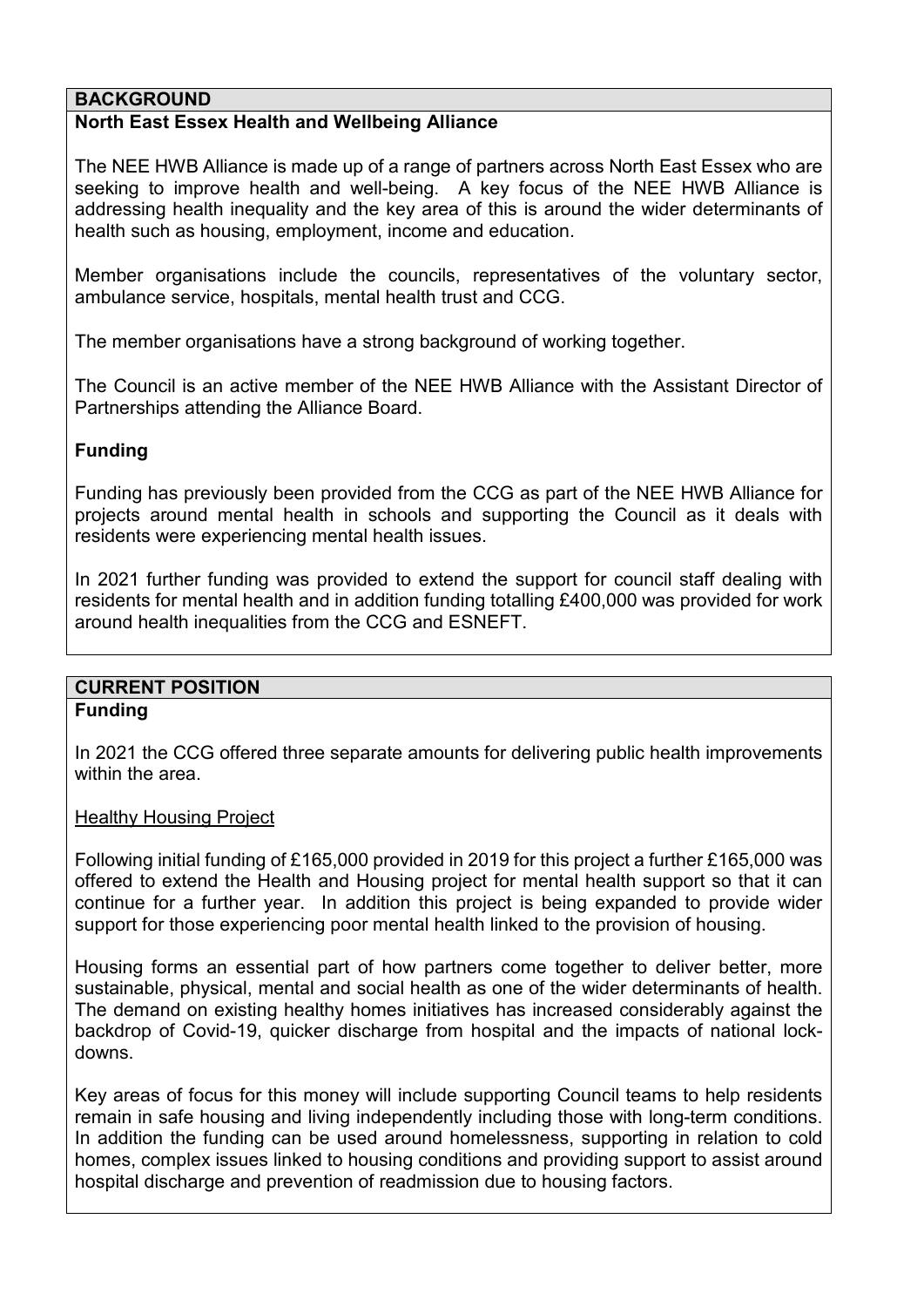## BACKGROUND

### North East Essex Health and Wellbeing Alliance

The NEE HWB Alliance is made up of a range of partners across North East Essex who are seeking to improve health and well-being. A key focus of the NEE HWB Alliance is addressing health inequality and the key area of this is around the wider determinants of health such as housing, employment, income and education.

Member organisations include the councils, representatives of the voluntary sector, ambulance service, hospitals, mental health trust and CCG.

The member organisations have a strong background of working together.

The Council is an active member of the NEE HWB Alliance with the Assistant Director of Partnerships attending the Alliance Board.

### Funding

Funding has previously been provided from the CCG as part of the NEE HWB Alliance for projects around mental health in schools and supporting the Council as it deals with residents were experiencing mental health issues.

In 2021 further funding was provided to extend the support for council staff dealing with residents for mental health and in addition funding totalling £400,000 was provided for work around health inequalities from the CCG and ESNEFT.

## CURRENT POSITION

### Funding

In 2021 the CCG offered three separate amounts for delivering public health improvements within the area.

<u>Healthy Housing Project</u>

Following initial funding of £165,000 provided in 2019 for this project a further £165,000 was offered to extend the Health and Housing project for mental health support so that it can continue for a further year. In addition this project is being expanded to provide wider support for those experiencing poor mental health linked to the provision of housing.

Housing forms an essential part of how partners come together to deliver better, more sustainable, physical, mental and social health as one of the wider determinants of health. The demand on existing healthy homes initiatives has increased considerably against the backdrop of Covid-19, quicker discharge from hospital and the impacts of national lock-downs.

Key areas of focus for this money will include supporting Council teams to help residents remain in safe housing and living independently including those with long-term conditions. In addition the funding can be used around homelessness, supporting in relation to cold homes, complex issues linked to housing conditions and providing support to assist around hospital discharge and prevention of readmission due to housing factors.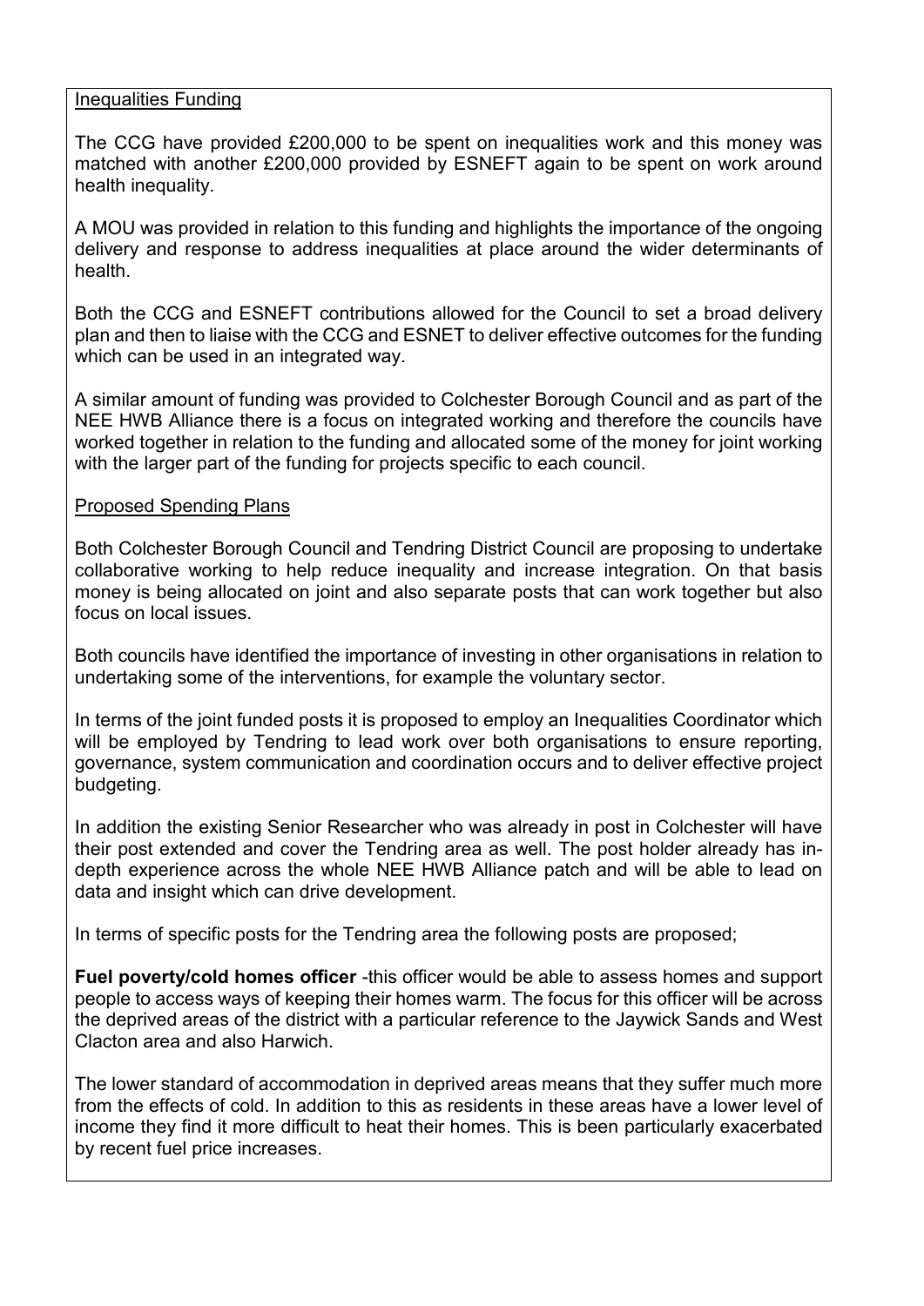Inequalities Funding

The CCG have provided £200,000 to be spent on inequalities work and this money was matched with another £200,000 provided by ESNEFT again to be spent on work around health inequality.

A MOU was provided in relation to this funding and highlights the importance of the ongoing delivery and response to address inequalities at place around the wider determinants of health.

Both the CCG and ESNEFT contributions allowed for the Council to set a broad delivery plan and then to liaise with the CCG and ESNET to deliver effective outcomes for the funding which can be used in an integrated way.

A similar amount of funding was provided to Colchester Borough Council and as part of the NEE HWB Alliance there is a focus on integrated working and therefore the councils have worked together in relation to the funding and allocated some of the money for joint working with the larger part of the funding for projects specific to each council.

Proposed Spending Plans

Both Colchester Borough Council and Tendring District Council are proposing to undertake collaborative working to help reduce inequality and increase integration. On that basis money is being allocated on joint and also separate posts that can work together but also focus on local issues.

Both councils have identified the importance of investing in other organisations in relation to undertaking some of the interventions, for example the voluntary sector.

In terms of the joint funded posts it is proposed to employ an Inequalities Coordinator which will be employed by Tendring to lead work over both organisations to ensure reporting, governance, system communication and coordination occurs and to deliver effective project budgeting.

In addition the existing Senior Researcher who was already in post in Colchester will have their post extended and cover the Tendring area as well. The post holder already has in-depth experience across the whole NEE HWB Alliance patch and will be able to lead on data and insight which can drive development.

In terms of specific posts for the Tendring area the following posts are proposed;

**Fuel poverty/cold homes officer** -this officer would be able to assess homes and support people to access ways of keeping their homes warm. The focus for this officer will be across the deprived areas of the district with a particular reference to the Jaywick Sands and West Clacton area and also Harwich.

The lower standard of accommodation in deprived areas means that they suffer much more from the effects of cold. In addition to this as residents in these areas have a lower level of income they find it more difficult to heat their homes. This is been particularly exacerbated by recent fuel price increases.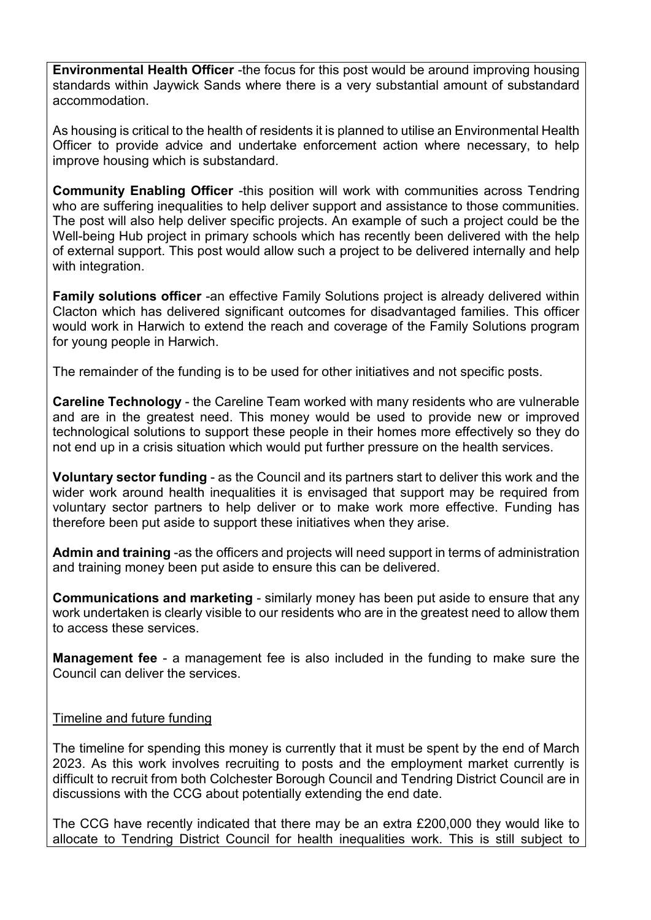**Environmental Health Officer** -the focus for this post would be around improving housing standards within Jaywick Sands where there is a very substantial amount of substandard accommodation.

As housing is critical to the health of residents it is planned to utilise an Environmental Health Officer to provide advice and undertake enforcement action where necessary, to help improve housing which is substandard.

**Community Enabling Officer** -this position will work with communities across Tendring who are suffering inequalities to help deliver support and assistance to those communities. The post will also help deliver specific projects. An example of such a project could be the Well-being Hub project in primary schools which has recently been delivered with the help of external support. This post would allow such a project to be delivered internally and help with integration.

**Family solutions officer** -an effective Family Solutions project is already delivered within Clacton which has delivered significant outcomes for disadvantaged families. This officer would work in Harwich to extend the reach and coverage of the Family Solutions program for young people in Harwich.

The remainder of the funding is to be used for other initiatives and not specific posts.

**Careline Technology** - the Careline Team worked with many residents who are vulnerable and are in the greatest need. This money would be used to provide new or improved technological solutions to support these people in their homes more effectively so they do not end up in a crisis situation which would put further pressure on the health services.

**Voluntary sector funding** - as the Council and its partners start to deliver this work and the wider work around health inequalities it is envisaged that support may be required from voluntary sector partners to help deliver or to make work more effective. Funding has therefore been put aside to support these initiatives when they arise.

**Admin and training** -as the officers and projects will need support in terms of administration and training money been put aside to ensure this can be delivered.

**Communications and marketing** - similarly money has been put aside to ensure that any work undertaken is clearly visible to our residents who are in the greatest need to allow them to access these services.

**Management fee** - a management fee is also included in the funding to make sure the Council can deliver the services.

Timeline and future funding

The timeline for spending this money is currently that it must be spent by the end of March 2023. As this work involves recruiting to posts and the employment market currently is difficult to recruit from both Colchester Borough Council and Tendring District Council are in discussions with the CCG about potentially extending the end date.

The CCG have recently indicated that there may be an extra £200,000 they would like to allocate to Tendring District Council for health inequalities work. This is still subject to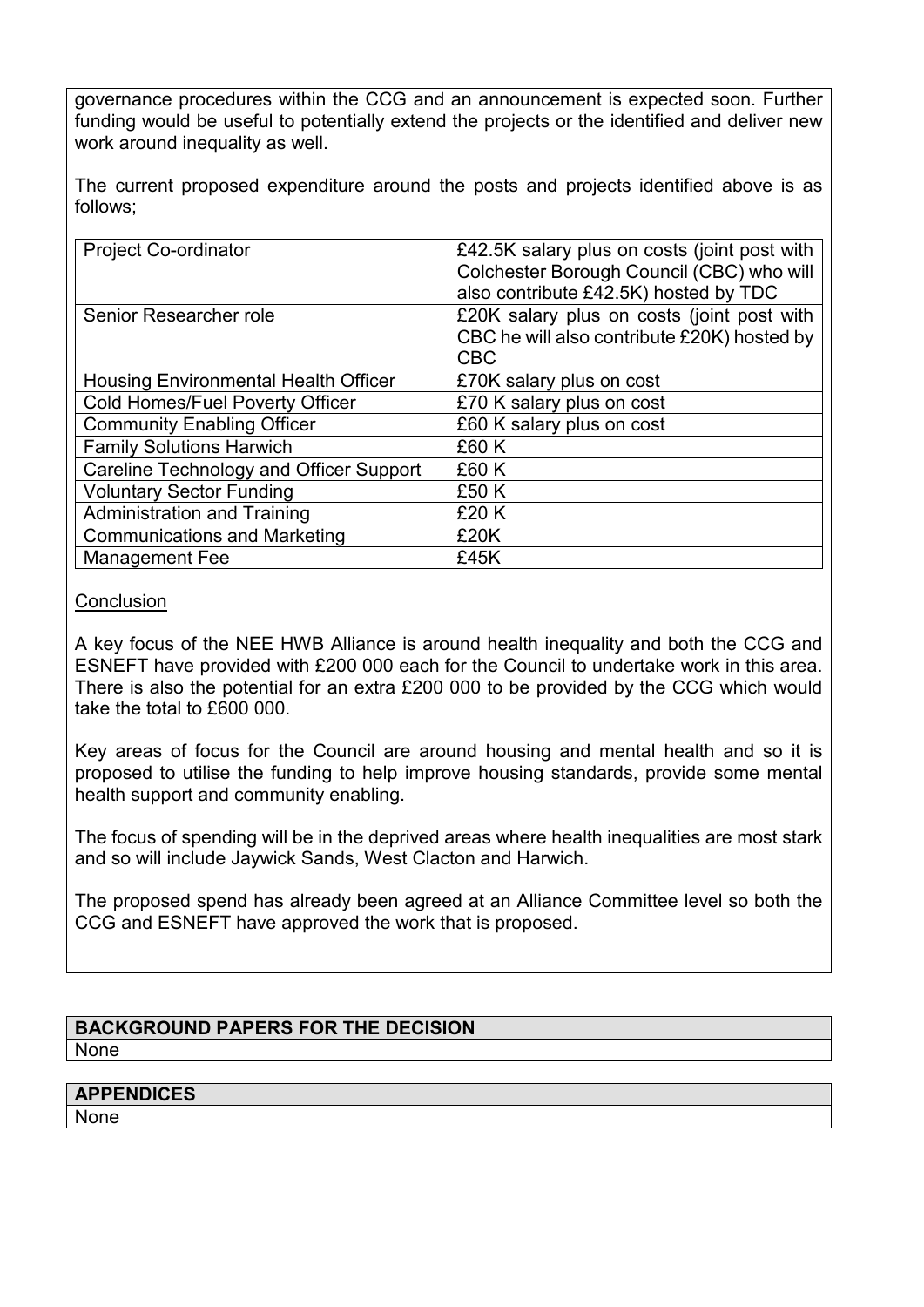governance procedures within the CCG and an announcement is expected soon. Further funding would be useful to potentially extend the projects or the identified and deliver new work around inequality as well.

The current proposed expenditure around the posts and projects identified above is as follows;

| | |
|---|---|
| Project Co-ordinator | £42.5K salary plus on costs (joint post with Colchester Borough Council (CBC) who will also contribute £42.5K) hosted by TDC |
| Senior Researcher role | £20K salary plus on costs (joint post with CBC he will also contribute £20K) hosted by CBC |
| Housing Environmental Health Officer | £70K salary plus on cost |
| Cold Homes/Fuel Poverty Officer | £70 K salary plus on cost |
| Community Enabling Officer | £60 K salary plus on cost |
| Family Solutions Harwich | £60 K |
| Careline Technology and Officer Support | £60 K |
| Voluntary Sector Funding | £50 K |
| Administration and Training | £20 K |
| Communications and Marketing | £20K |
| Management Fee | £45K |

Conclusion

A key focus of the NEE HWB Alliance is around health inequality and both the CCG and ESNEFT have provided with £200 000 each for the Council to undertake work in this area. There is also the potential for an extra £200 000 to be provided by the CCG which would take the total to £600 000.

Key areas of focus for the Council are around housing and mental health and so it is proposed to utilise the funding to help improve housing standards, provide some mental health support and community enabling.

The focus of spending will be in the deprived areas where health inequalities are most stark and so will include Jaywick Sands, West Clacton and Harwich.

The proposed spend has already been agreed at an Alliance Committee level so both the CCG and ESNEFT have approved the work that is proposed.

**BACKGROUND PAPERS FOR THE DECISION**

None

**APPENDICES**

None